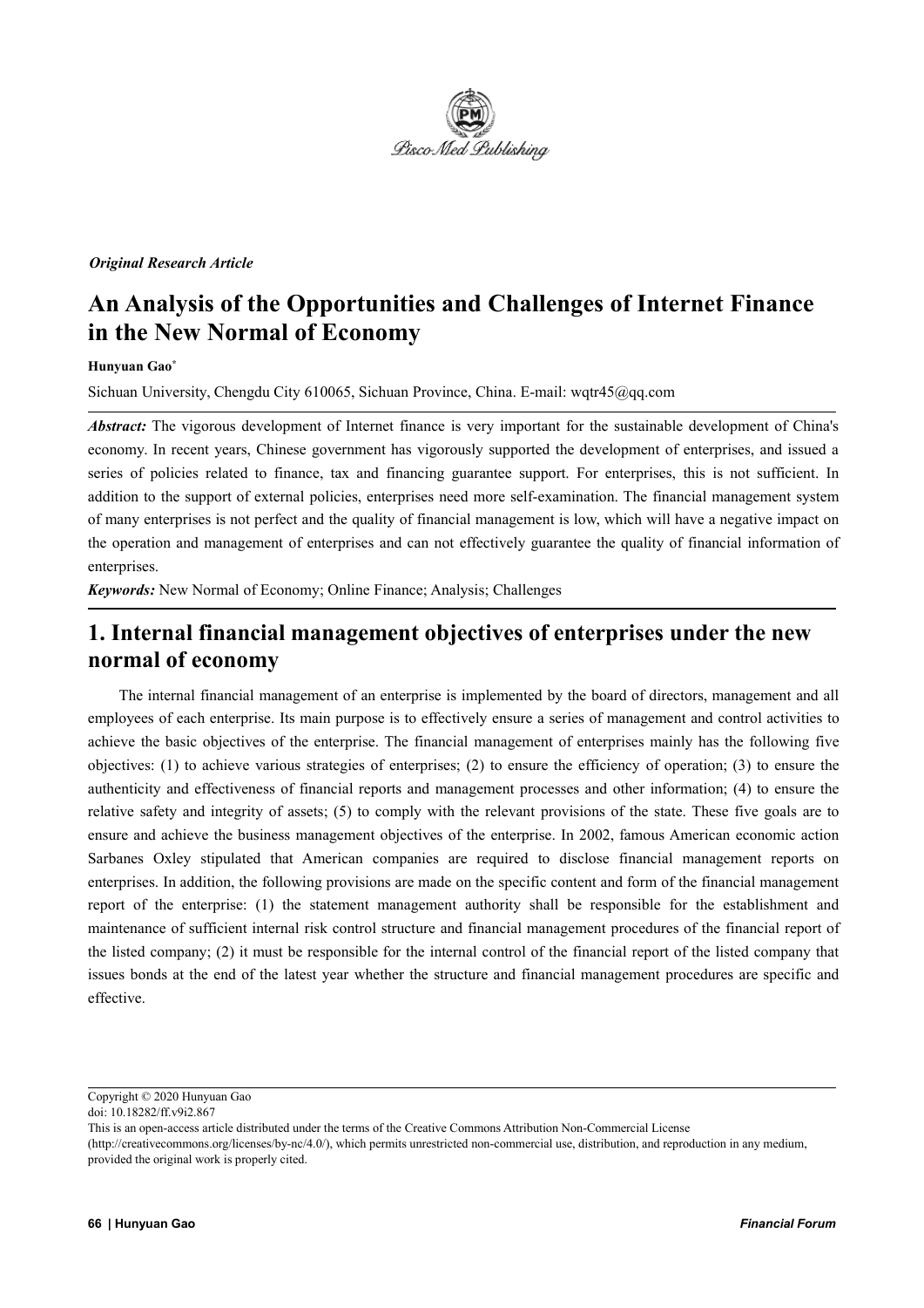*Original Research Article*

# An Analysis of the Opportunities and Challenges of Internet Finance in the New Normal of Economy

**Hunyuan Gao***

Sichuan University, Chengdu City 610065, Sichuan Province, China. E-mail: wqtr45@qq.com

***Abstract:*** The vigorous development of Internet finance is very important for the sustainable development of China's economy. In recent years, Chinese government has vigorously supported the development of enterprises, and issued a series of policies related to finance, tax and financing guarantee support. For enterprises, this is not sufficient. In addition to the support of external policies, enterprises need more self-examination. The financial management system of many enterprises is not perfect and the quality of financial management is low, which will have a negative impact on the operation and management of enterprises and can not effectively guarantee the quality of financial information of enterprises.

***Keywords:*** New Normal of Economy; Online Finance; Analysis; Challenges

## 1. Internal financial management objectives of enterprises under the new normal of economy

The internal financial management of an enterprise is implemented by the board of directors, management and all employees of each enterprise. Its main purpose is to effectively ensure a series of management and control activities to achieve the basic objectives of the enterprise. The financial management of enterprises mainly has the following five objectives: (1) to achieve various strategies of enterprises; (2) to ensure the efficiency of operation; (3) to ensure the authenticity and effectiveness of financial reports and management processes and other information; (4) to ensure the relative safety and integrity of assets; (5) to comply with the relevant provisions of the state. These five goals are to ensure and achieve the business management objectives of the enterprise. In 2002, famous American economic action Sarbanes Oxley stipulated that American companies are required to disclose financial management reports on enterprises. In addition, the following provisions are made on the specific content and form of the financial management report of the enterprise: (1) the statement management authority shall be responsible for the establishment and maintenance of sufficient internal risk control structure and financial management procedures of the financial report of the listed company; (2) it must be responsible for the internal control of the financial report of the listed company that issues bonds at the end of the latest year whether the structure and financial management procedures are specific and effective.

Copyright © 2020 Hunyuan Gao

doi: 10.18282/ff.v9i2.867

This is an open-access article distributed under the terms of the Creative Commons Attribution Non-Commercial License (http://creativecommons.org/licenses/by-nc/4.0/), which permits unrestricted non-commercial use, distribution, and reproduction in any medium, provided the original work is properly cited.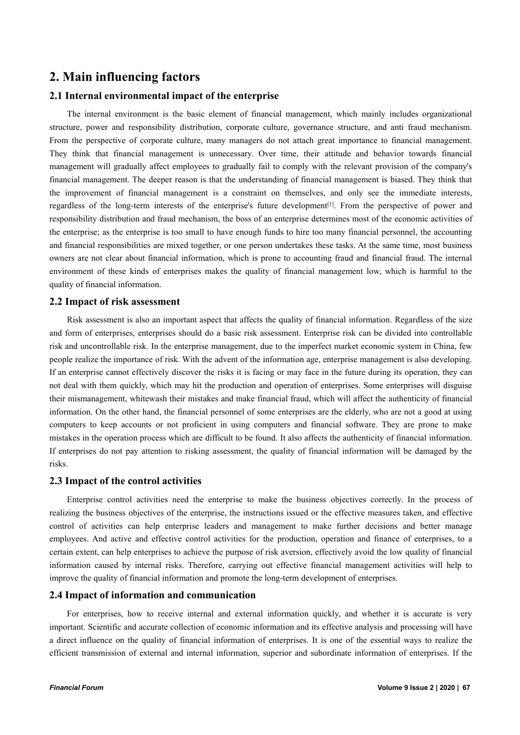## 2. Main influencing factors

### 2.1 Internal environmental impact of the enterprise

The internal environment is the basic element of financial management, which mainly includes organizational structure, power and responsibility distribution, corporate culture, governance structure, and anti fraud mechanism. From the perspective of corporate culture, many managers do not attach great importance to financial management. They think that financial management is unnecessary. Over time, their attitude and behavior towards financial management will gradually affect employees to gradually fail to comply with the relevant provision of the company's financial management. The deeper reason is that the understanding of financial management is biased. They think that the improvement of financial management is a constraint on themselves, and only see the immediate interests, regardless of the long-term interests of the enterprise's future development[1]. From the perspective of power and responsibility distribution and fraud mechanism, the boss of an enterprise determines most of the economic activities of the enterprise; as the enterprise is too small to have enough funds to hire too many financial personnel, the accounting and financial responsibilities are mixed together, or one person undertakes these tasks. At the same time, most business owners are not clear about financial information, which is prone to accounting fraud and financial fraud. The internal environment of these kinds of enterprises makes the quality of financial management low, which is harmful to the quality of financial information.

### 2.2 Impact of risk assessment

Risk assessment is also an important aspect that affects the quality of financial information. Regardless of the size and form of enterprises, enterprises should do a basic risk assessment. Enterprise risk can be divided into controllable risk and uncontrollable risk. In the enterprise management, due to the imperfect market economic system in China, few people realize the importance of risk. With the advent of the information age, enterprise management is also developing. If an enterprise cannot effectively discover the risks it is facing or may face in the future during its operation, they can not deal with them quickly, which may hit the production and operation of enterprises. Some enterprises will disguise their mismanagement, whitewash their mistakes and make financial fraud, which will affect the authenticity of financial information. On the other hand, the financial personnel of some enterprises are the elderly, who are not a good at using computers to keep accounts or not proficient in using computers and financial software. They are prone to make mistakes in the operation process which are difficult to be found. It also affects the authenticity of financial information. If enterprises do not pay attention to risking assessment, the quality of financial information will be damaged by the risks.

### 2.3 Impact of the control activities

Enterprise control activities need the enterprise to make the business objectives correctly. In the process of realizing the business objectives of the enterprise, the instructions issued or the effective measures taken, and effective control of activities can help enterprise leaders and management to make further decisions and better manage employees. And active and effective control activities for the production, operation and finance of enterprises, to a certain extent, can help enterprises to achieve the purpose of risk aversion, effectively avoid the low quality of financial information caused by internal risks. Therefore, carrying out effective financial management activities will help to improve the quality of financial information and promote the long-term development of enterprises.

### 2.4 Impact of information and communication

For enterprises, how to receive internal and external information quickly, and whether it is accurate is very important. Scientific and accurate collection of economic information and its effective analysis and processing will have a direct influence on the quality of financial information of enterprises. It is one of the essential ways to realize the efficient transmission of external and internal information, superior and subordinate information of enterprises. If the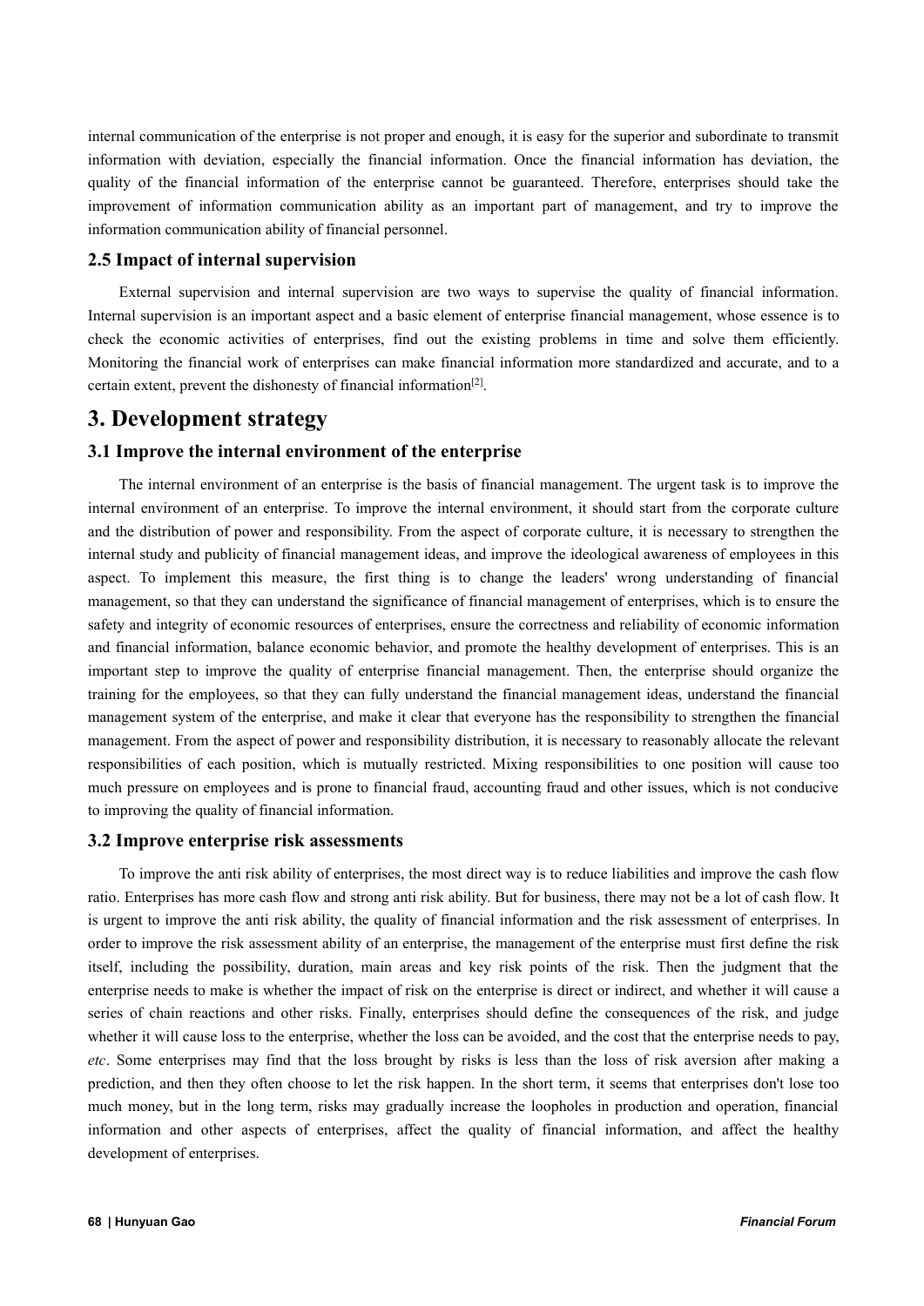internal communication of the enterprise is not proper and enough, it is easy for the superior and subordinate to transmit information with deviation, especially the financial information. Once the financial information has deviation, the quality of the financial information of the enterprise cannot be guaranteed. Therefore, enterprises should take the improvement of information communication ability as an important part of management, and try to improve the information communication ability of financial personnel.

### 2.5 Impact of internal supervision

External supervision and internal supervision are two ways to supervise the quality of financial information. Internal supervision is an important aspect and a basic element of enterprise financial management, whose essence is to check the economic activities of enterprises, find out the existing problems in time and solve them efficiently. Monitoring the financial work of enterprises can make financial information more standardized and accurate, and to a certain extent, prevent the dishonesty of financial information[2].

## 3. Development strategy

### 3.1 Improve the internal environment of the enterprise

The internal environment of an enterprise is the basis of financial management. The urgent task is to improve the internal environment of an enterprise. To improve the internal environment, it should start from the corporate culture and the distribution of power and responsibility. From the aspect of corporate culture, it is necessary to strengthen the internal study and publicity of financial management ideas, and improve the ideological awareness of employees in this aspect. To implement this measure, the first thing is to change the leaders' wrong understanding of financial management, so that they can understand the significance of financial management of enterprises, which is to ensure the safety and integrity of economic resources of enterprises, ensure the correctness and reliability of economic information and financial information, balance economic behavior, and promote the healthy development of enterprises. This is an important step to improve the quality of enterprise financial management. Then, the enterprise should organize the training for the employees, so that they can fully understand the financial management ideas, understand the financial management system of the enterprise, and make it clear that everyone has the responsibility to strengthen the financial management. From the aspect of power and responsibility distribution, it is necessary to reasonably allocate the relevant responsibilities of each position, which is mutually restricted. Mixing responsibilities to one position will cause too much pressure on employees and is prone to financial fraud, accounting fraud and other issues, which is not conducive to improving the quality of financial information.

### 3.2 Improve enterprise risk assessments

To improve the anti risk ability of enterprises, the most direct way is to reduce liabilities and improve the cash flow ratio. Enterprises has more cash flow and strong anti risk ability. But for business, there may not be a lot of cash flow. It is urgent to improve the anti risk ability, the quality of financial information and the risk assessment of enterprises. In order to improve the risk assessment ability of an enterprise, the management of the enterprise must first define the risk itself, including the possibility, duration, main areas and key risk points of the risk. Then the judgment that the enterprise needs to make is whether the impact of risk on the enterprise is direct or indirect, and whether it will cause a series of chain reactions and other risks. Finally, enterprises should define the consequences of the risk, and judge whether it will cause loss to the enterprise, whether the loss can be avoided, and the cost that the enterprise needs to pay, *etc*. Some enterprises may find that the loss brought by risks is less than the loss of risk aversion after making a prediction, and then they often choose to let the risk happen. In the short term, it seems that enterprises don't lose too much money, but in the long term, risks may gradually increase the loopholes in production and operation, financial information and other aspects of enterprises, affect the quality of financial information, and affect the healthy development of enterprises.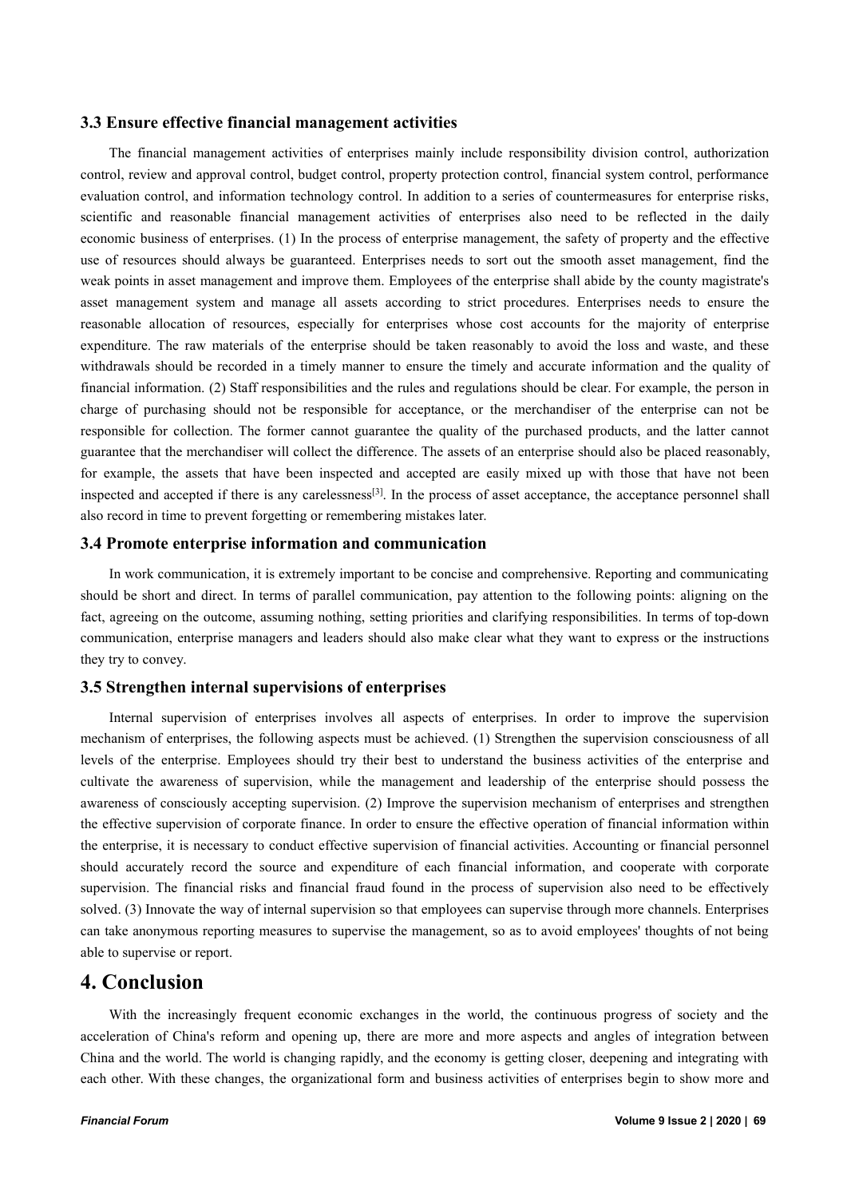### 3.3 Ensure effective financial management activities

The financial management activities of enterprises mainly include responsibility division control, authorization control, review and approval control, budget control, property protection control, financial system control, performance evaluation control, and information technology control. In addition to a series of countermeasures for enterprise risks, scientific and reasonable financial management activities of enterprises also need to be reflected in the daily economic business of enterprises. (1) In the process of enterprise management, the safety of property and the effective use of resources should always be guaranteed. Enterprises needs to sort out the smooth asset management, find the weak points in asset management and improve them. Employees of the enterprise shall abide by the county magistrate's asset management system and manage all assets according to strict procedures. Enterprises needs to ensure the reasonable allocation of resources, especially for enterprises whose cost accounts for the majority of enterprise expenditure. The raw materials of the enterprise should be taken reasonably to avoid the loss and waste, and these withdrawals should be recorded in a timely manner to ensure the timely and accurate information and the quality of financial information. (2) Staff responsibilities and the rules and regulations should be clear. For example, the person in charge of purchasing should not be responsible for acceptance, or the merchandiser of the enterprise can not be responsible for collection. The former cannot guarantee the quality of the purchased products, and the latter cannot guarantee that the merchandiser will collect the difference. The assets of an enterprise should also be placed reasonably, for example, the assets that have been inspected and accepted are easily mixed up with those that have not been inspected and accepted if there is any carelessness[3]. In the process of asset acceptance, the acceptance personnel shall also record in time to prevent forgetting or remembering mistakes later.

### 3.4 Promote enterprise information and communication

In work communication, it is extremely important to be concise and comprehensive. Reporting and communicating should be short and direct. In terms of parallel communication, pay attention to the following points: aligning on the fact, agreeing on the outcome, assuming nothing, setting priorities and clarifying responsibilities. In terms of top-down communication, enterprise managers and leaders should also make clear what they want to express or the instructions they try to convey.

### 3.5 Strengthen internal supervisions of enterprises

Internal supervision of enterprises involves all aspects of enterprises. In order to improve the supervision mechanism of enterprises, the following aspects must be achieved. (1) Strengthen the supervision consciousness of all levels of the enterprise. Employees should try their best to understand the business activities of the enterprise and cultivate the awareness of supervision, while the management and leadership of the enterprise should possess the awareness of consciously accepting supervision. (2) Improve the supervision mechanism of enterprises and strengthen the effective supervision of corporate finance. In order to ensure the effective operation of financial information within the enterprise, it is necessary to conduct effective supervision of financial activities. Accounting or financial personnel should accurately record the source and expenditure of each financial information, and cooperate with corporate supervision. The financial risks and financial fraud found in the process of supervision also need to be effectively solved. (3) Innovate the way of internal supervision so that employees can supervise through more channels. Enterprises can take anonymous reporting measures to supervise the management, so as to avoid employees' thoughts of not being able to supervise or report.

## 4. Conclusion

With the increasingly frequent economic exchanges in the world, the continuous progress of society and the acceleration of China's reform and opening up, there are more and more aspects and angles of integration between China and the world. The world is changing rapidly, and the economy is getting closer, deepening and integrating with each other. With these changes, the organizational form and business activities of enterprises begin to show more and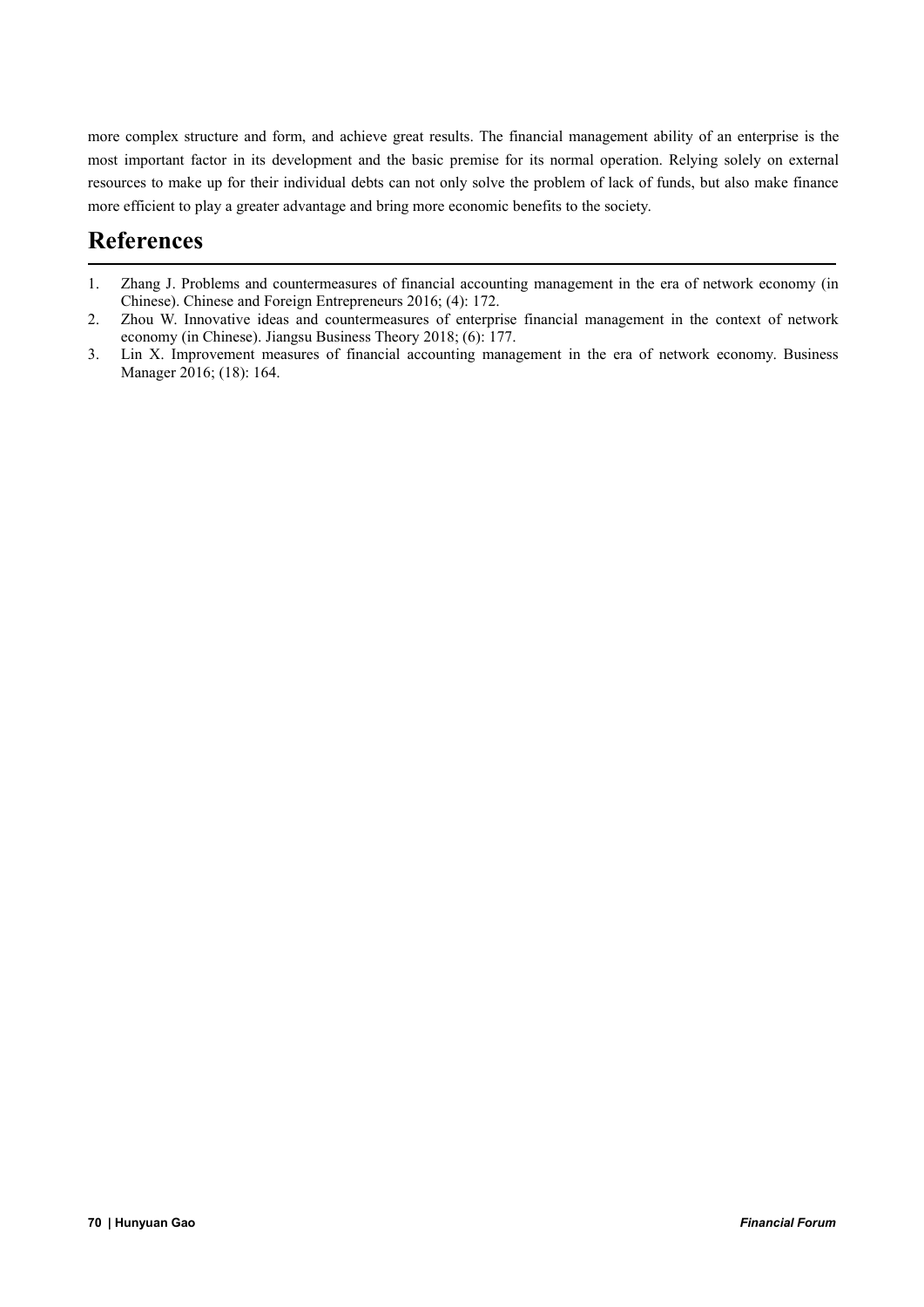more complex structure and form, and achieve great results. The financial management ability of an enterprise is the most important factor in its development and the basic premise for its normal operation. Relying solely on external resources to make up for their individual debts can not only solve the problem of lack of funds, but also make finance more efficient to play a greater advantage and bring more economic benefits to the society.

## References

1. Zhang J. Problems and countermeasures of financial accounting management in the era of network economy (in Chinese). Chinese and Foreign Entrepreneurs 2016; (4): 172.
2. Zhou W. Innovative ideas and countermeasures of enterprise financial management in the context of network economy (in Chinese). Jiangsu Business Theory 2018; (6): 177.
3. Lin X. Improvement measures of financial accounting management in the era of network economy. Business Manager 2016; (18): 164.